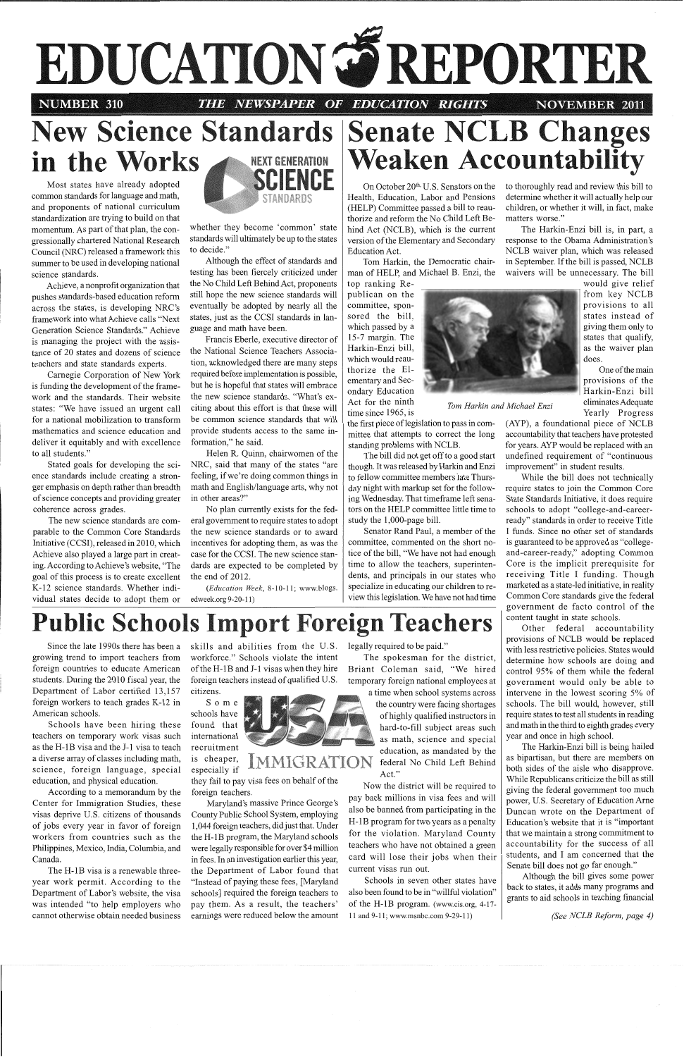# EDUCATION REPORTER

NUMBER 310 — *THE NEWSPAPER OF EDUCATION RIGHTS* — NOVEMBER 2011

## New Science Standards in the Works

Most states have already adopted common standards for language and math, and proponents of national curriculum standardization are trying to build on that momentum. As part of that plan, the congressionally chartered National Research Council (NRC) released a framework this summer to be used in developing national science standards.

Achieve, a nonprofit organization that pushes standards-based education reform across the states, is developing NRC's framework into what Achieve calls "Next Generation Science Standards." Achieve is managing the project with the assistance of 20 states and dozens of science teachers and state standards experts.

Carnegie Corporation of New York is funding the development of the framework and the standards. Their website states: "We have issued an urgent call for a national mobilization to transform mathematics and science education and deliver it equitably and with excellence to all students."

Stated goals for developing the science standards include creating a stronger emphasis on depth rather than breadth of science concepts and providing greater coherence across grades.

The new science standards are comparable to the Common Core Standards Initiative (CCSI), released in 2010, which Achieve also played a large part in creating. According to Achieve's website, "The goal of this process is to create excellent K-12 science standards. Whether individual states decide to adopt them or whether they become 'common' state standards will ultimately be up to the states to decide."

Although the effect of standards and testing has been fiercely criticized under the No Child Left Behind Act, proponents still hope the new science standards will eventually be adopted by nearly all the states, just as the CCSI standards in language and math have been.

Francis Eberle, executive director of the National Science Teachers Association, acknowledged there are many steps required before implementation is possible, but he is hopeful that states will embrace the new science standards. "What's exciting about this effort is that these will be common science standards that will provide students access to the same information," he said.

Helen R. Quinn, chairwomen of the NRC, said that many of the states "are feeling, if we're doing common things in math and English/language arts, why not in other areas?"

No plan currently exists for the federal government to require states to adopt the new science standards or to award incentives for adopting them, as was the case for the CCSI. The new science standards are expected to be completed by the end of 2012.

(*Education Week*, 8-10-11; www.blogs.edweek.org 9-20-11)

## Senate NCLB Changes Weaken Accountability

On October 20th, U.S. Senators on the Health, Education, Labor and Pensions (HELP) Committee passed a bill to reauthorize and reform the No Child Left Behind Act (NCLB), which is the current version of the Elementary and Secondary Education Act.

Tom Harkin, the Democratic chairman of HELP, and Michael B. Enzi, the top ranking Republican on the committee, sponsored the bill, which passed by a 15-7 margin. The Harkin-Enzi bill, which would reauthorize the Elementary and Secondary Education Act for the ninth time since 1965, is the first piece of legislation to pass in committee that attempts to correct the long standing problems with NCLB.

*Tom Harkin and Michael Enzi*

The bill did not get off to a good start though. It was released by Harkin and Enzi to fellow committee members late Thursday night with markup set for the following Wednesday. That timeframe left senators on the HELP committee little time to study the 1,000-page bill.

Senator Rand Paul, a member of the committee, commented on the short notice of the bill, "We have not had enough time to allow the teachers, superintendents, and principals in our states who specialize in educating our children to review this legislation. We have not had time to thoroughly read and review this bill to determine whether it will actually help our children, or whether it will, in fact, make matters worse."

The Harkin-Enzi bill is, in part, a response to the Obama Administration's NCLB waiver plan, which was released in September. If the bill is passed, NCLB waivers will be unnecessary. The bill would give relief from key NCLB provisions to all states instead of giving them only to states that qualify, as the waiver plan does.

One of the main provisions of the Harkin-Enzi bill eliminates Adequate Yearly Progress (AYP), a foundational piece of NCLB accountability that teachers have protested for years. AYP would be replaced with an undefined requirement of "continuous improvement" in student results.

While the bill does not technically require states to join the Common Core State Standards Initiative, it does require schools to adopt "college-and-career-ready" standards in order to receive Title I funds. Since no other set of standards is guaranteed to be approved as "college-and-career-ready," adopting Common Core is the implicit prerequisite for receiving Title I funding. Though marketed as a state-led initiative, in reality Common Core standards give the federal government de facto control of the content taught in state schools.

Other federal accountability provisions of NCLB would be replaced with less restrictive policies. States would determine how schools are doing and control 95% of them while the federal government would only be able to intervene in the lowest scoring 5% of schools. The bill would, however, still require states to test all students in reading and math in the third to eighth grades every year and once in high school.

The Harkin-Enzi bill is being hailed as bipartisan, but there are members on both sides of the aisle who disapprove. While Republicans criticize the bill as still giving the federal government too much power, U.S. Secretary of Education Arne Duncan wrote on the Department of Education's website that it is "important that we maintain a strong commitment to accountability for the success of all students, and I am concerned that the Senate bill does not go far enough."

Although the bill gives some power back to states, it adds many programs and grants to aid schools in teaching financial

*(See NCLB Reform, page 4)*

## Public Schools Import Foreign Teachers

Since the late 1990s there has been a growing trend to import teachers from foreign countries to educate American students. During the 2010 fiscal year, the Department of Labor certified 13,157 foreign workers to teach grades K-12 in American schools.

Schools have been hiring these teachers on temporary work visas such as the H-1B visa and the J-1 visa to teach a diverse array of classes including math, science, foreign language, special education, and physical education.

According to a memorandum by the Center for Immigration Studies, these visas deprive U.S. citizens of thousands of jobs every year in favor of foreign workers from countries such as the Philippines, Mexico, India, Columbia, and Canada.

The H-1B visa is a renewable three-year work permit. According to the Department of Labor's website, the visa was intended "to help employers who cannot otherwise obtain needed business skills and abilities from the U.S. workforce." Schools violate the intent of the H-1B and J-1 visas when they hire foreign teachers instead of qualified U.S. citizens.

Some schools have found that international recruitment is cheaper, especially if they fail to pay visa fees on behalf of the foreign teachers.

Maryland's massive Prince George's County Public School System, employing 1,044 foreign teachers, did just that. Under the H-1B program, the Maryland schools were legally responsible for over $4 million in fees. In an investigation earlier this year, the Department of Labor found that "Instead of paying these fees, [Maryland schools] required the foreign teachers to pay them. As a result, the teachers' earnings were reduced below the amount legally required to be paid."

The spokesman for the district, Briant Coleman said, "We hired temporary foreign national employees at a time when school systems across the country were facing shortages of highly qualified instructors in hard-to-fill subject areas such as math, science and special education, as mandated by the federal No Child Left Behind Act."

Now the district will be required to pay back millions in visa fees and will also be banned from participating in the H-1B program for two years as a penalty for the violation. Maryland County teachers who have not obtained a green card will lose their jobs when their current visas run out.

Schools in seven other states have also been found to be in "willful violation" of the H-1B program. (www.cis.org, 4-17-11 and 9-1-11; www.msnbc.com 9-29-11)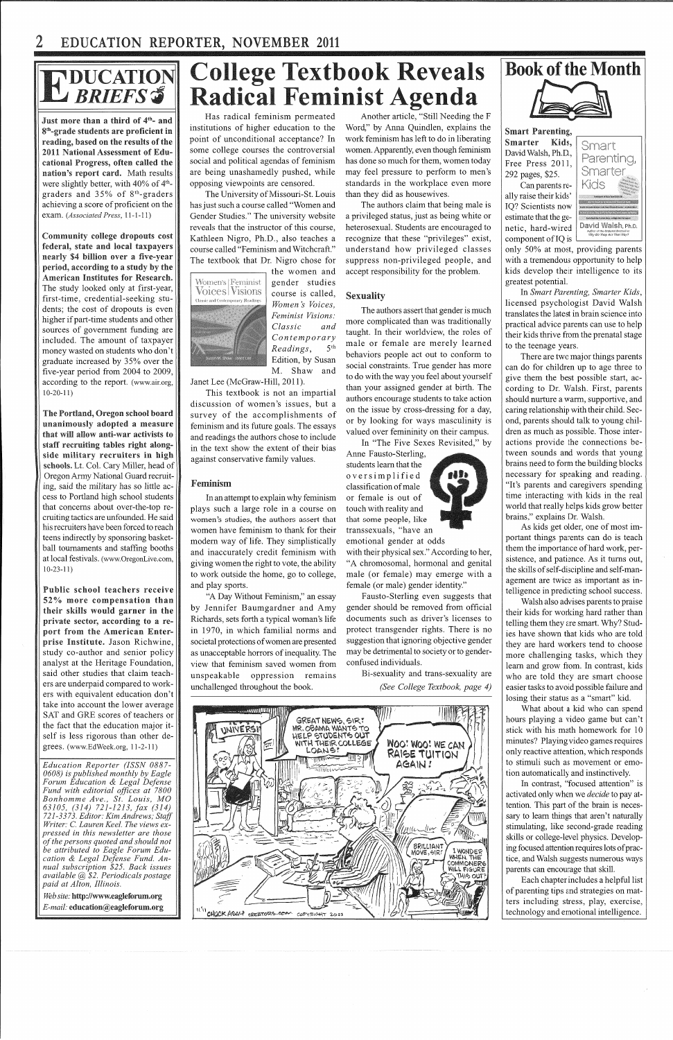# EDUCATION BRIEFS

**Just more than a third of 4th- and 8th-grade students are proficient in reading, based on the results of the 2011 National Assessment of Educational Progress, often called the nation's report card.** Math results were slightly better, with 40% of 4th-graders and 35% of 8th-graders achieving a score of proficient on the exam. (*Associated Press*, 11-1-11)

**Community college dropouts cost federal, state and local taxpayers nearly $4 billion over a five-year period, according to a study by the American Institutes for Research.** The study looked only at first-year, first-time, credential-seeking students; the cost of dropouts is even higher if part-time students and other sources of government funding are included. The amount of taxpayer money wasted on students who don't graduate increased by 35% over the five-year period from 2004 to 2009, according to the report. (www.air.org, 10-20-11)

**The Portland, Oregon school board unanimously adopted a measure that will allow anti-war activists to staff recruiting tables right alongside military recruiters in high schools.** Lt. Col. Cary Miller, head of Oregon Army National Guard recruiting, said the military has so little access to Portland high school students that concerns about over-the-top recruiting tactics are unfounded. He said his recruiters have been forced to reach teens indirectly by sponsoring basketball tournaments and staffing booths at local festivals. (www.OregonLive.com, 10-23-11)

**Public school teachers receive 52% more compensation than their skills would garner in the private sector, according to a report from the American Enterprise Institute.** Jason Richwine, study co-author and senior policy analyst at the Heritage Foundation, said other studies that claim teachers are underpaid compared to workers with equivalent education don't take into account the lower average SAT and GRE scores of teachers or the fact that the education major itself is less rigorous than other degrees. (www.EdWeek.org, 11-2-11)

*Education Reporter (ISSN 0887-0608) is published monthly by Eagle Forum Education & Legal Defense Fund with editorial offices at 7800 Bonhomme Ave., St. Louis, MO 63105, (314) 721-1213, fax (314) 721-3373. Editor: Kim Andrews; Staff Writer: C. Lauren Keel. The views expressed in this newsletter are those of the persons quoted and should not be attributed to Eagle Forum Education & Legal Defense Fund. Annual subscription $25. Back issues available @ $2. Periodicals postage paid at Alton, Illinois.*

*Web site:* **http://www.eagleforum.org**
*E-mail:* **education@eagleforum.org**

# College Textbook Reveals Radical Feminist Agenda

Has radical feminism permeated institutions of higher education to the point of unconditional acceptance? In some college courses the controversial social and political agendas of feminism are being unashamedly pushed, while opposing viewpoints are censored.

The University of Missouri-St. Louis has just such a course called "Women and Gender Studies." The university website reveals that the instructor of this course, Kathleen Nigro, Ph.D., also teaches a course called "Feminism and Witchcraft." The textbook that Dr. Nigro chose for the women and gender studies course is called, *Women's Voices, Feminist Visions: Classic and Contemporary Readings*, 5th Edition, by Susan M. Shaw and Janet Lee (McGraw-Hill, 2011).

This textbook is not an impartial discussion of women's issues, but a survey of the accomplishments of feminism and its future goals. The essays and readings the authors chose to include in the text show the extent of their bias against conservative family values.

## Feminism

In an attempt to explain why feminism plays such a large role in a course on women's studies, the authors assert that women have feminism to thank for their modern way of life. They simplistically and inaccurately credit feminism with giving women the right to vote, the ability to work outside the home, go to college, and play sports.

"A Day Without Feminism," an essay by Jennifer Baumgardner and Amy Richards, sets forth a typical woman's life in 1970, in which familial norms and societal protections of women are presented as unacceptable horrors of inequality. The view that feminism saved women from unspeakable oppression remains unchallenged throughout the book.

Another article, "Still Needing the F Word," by Anna Quindlen, explains the work feminism has left to do in liberating women. Apparently, even though feminism has done so much for them, women today may feel pressure to perform to men's standards in the workplace even more than they did as housewives.

The authors claim that being male is a privileged status, just as being white or heterosexual. Students are encouraged to recognize that these "privileges" exist, understand how privileged classes suppress non-privileged people, and accept responsibility for the problem.

## Sexuality

The authors assert that gender is much more complicated than was traditionally taught. In their worldview, the roles of male or female are merely learned behaviors people act out to conform to social constraints. True gender has more to do with the way you feel about yourself than your assigned gender at birth. The authors encourage students to take action on the issue by cross-dressing for a day, or by looking for ways masculinity is valued over femininity on their campus.

In "The Five Sexes Revisited," by Anne Fausto-Sterling, students learn that the oversimplified classification of male or female is out of touch with reality and that some people, like transsexuals, "have an emotional gender at odds with their physical sex." According to her, "A chromosomal, hormonal and genital male (or female) may emerge with a female (or male) gender identity."

Fausto-Sterling even suggests that gender should be removed from official documents such as driver's licenses to protect transgender rights. There is no suggestion that ignoring objective gender may be detrimental to society or to gender-confused individuals.

Bi-sexuality and trans-sexuality are

*(See College Textbook, page 4)*

# Book of the Month

**Smart Parenting, Smarter Kids,** David Walsh, Ph.D., Free Press 2011, 292 pages, $25.

Can parents really raise their kids' IQ? Scientists now estimate that the genetic, hard-wired component of IQ is only 50% at most, providing parents with a tremendous opportunity to help kids develop their intelligence to its greatest potential.

In *Smart Parenting, Smarter Kids*, licensed psychologist David Walsh translates the latest in brain science into practical advice parents can use to help their kids thrive from the prenatal stage to the teenage years.

There are two major things parents can do for children up to age three to give them the best possible start, according to Dr. Walsh. First, parents should nurture a warm, supportive, and caring relationship with their child. Second, parents should talk to young children as much as possible. Those interactions provide the connections between sounds and words that young brains need to form the building blocks necessary for speaking and reading. "It's parents and caregivers spending time interacting with kids in the real world that really helps kids grow better brains," explains Dr. Walsh.

As kids get older, one of most important things parents can do is teach them the importance of hard work, persistence, and patience. As it turns out, the skills of self-discipline and self-management are twice as important as intelligence in predicting school success.

Walsh also advises parents to praise their kids for working hard rather than telling them they are smart. Why? Studies have shown that kids who are told they are hard workers tend to choose more challenging tasks, which they learn and grow from. In contrast, kids who are told they are smart choose easier tasks to avoid possible failure and losing their status as a "smart" kid.

What about a kid who can spend hours playing a video game but can't stick with his math homework for 10 minutes? Playing video games requires only reactive attention, which responds to stimuli such as movement or emotion automatically and instinctively.

In contrast, "focused attention" is activated only when we *decide* to pay attention. This part of the brain is necessary to learn things that aren't naturally stimulating, like second-grade reading skills or college-level physics. Developing focused attention requires lots of practice, and Walsh suggests numerous ways parents can encourage that skill.

Each chapter includes a helpful list of parenting tips and strategies on matters including stress, play, exercise, technology and emotional intelligence.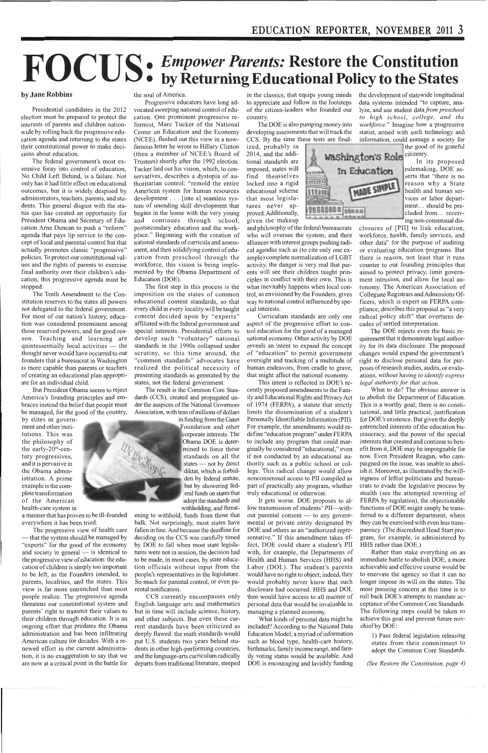# FOCUS: *Empower Parents:* Restore the Constitution by Returning Educational Policy to the States

by Jane Robbins

Presidential candidates in the 2012 election must be prepared to protect the interests of parents and children nationwide by rolling back the progressive education agenda and returning to the states their constitutional power to make decisions about education.

The federal government's most extensive foray into control of education, No Child Left Behind, is a failure. Not only has it had little effect on educational outcomes, but it is widely despised by administrators, teachers, parents, and students. This general disgust with the status quo has created an opportunity for President Obama and Secretary of Education Arne Duncan to push a "reform" agenda that pays lip service to the concept of local and parental control but that actually promotes classic "progressive" policies. To protect our constitutional values and the rights of parents to exercise final authority over their children's education, this progressive agenda must be stopped.

The Tenth Amendment to the Constitution reserves to the states all powers not delegated to the federal government. For most of our nation's history, education was considered preeminent among those reserved powers, and for good reason. Teaching and learning are quintessentially local activities — the thought never would have occurred to our founders that a bureaucrat in Washington is more capable than parents or teachers of creating an educational plan appropriate for an individual child.

But President Obama seems to reject America's founding principles and embraces instead the belief that people must be managed, for the good of the country, by elites in government and other institutions. This was the philosophy of the early-20th-century progressives, and it is pervasive in the Obama administration. A prime example is the complete transformation of the American health-care system in a manner that has proven to be ill-founded everywhere it has been tried.

The progressive view of health care — that the system should be managed by "experts" for the good of the economy and society in general — is identical to the progressive view of education: the education of children is simply too important to be left, as the Founders intended, to parents, localities, and the states. This view is far more entrenched than most people realize. The progressive agenda threatens our constitutional system and parents' right to transmit their values to their children through education. It is an ongoing effort that predates the Obama administration and has been infiltrating American culture for decades. With a renewed effort in the current administration, it is no exaggeration to say that we are now at a critical point in the battle for the soul of America.

Progressive educators have long advocated sweeping national control of education. One prominent progressive reformist, Marc Tucker of the National Center on Education and the Economy (NCEE), fleshed out this view in a now-famous letter he wrote to Hillary Clinton (then a member of NCEE's Board of Trustees) shortly after the 1992 election. Tucker laid out his vision, which, to conservatives, describes a dystopia of authoritarian control: "remold the entire American system for human resources development . . . [into a] seamless system of unending skill development that begins in the home with the very young and continues through school, postsecondary education and the workplace." Beginning with the creation of national standards of curricula and assessment, and then solidifying control of education from preschool through the workforce, this vision is being implemented by the Obama Department of Education (DOE).

The first step in this process is the imposition on the states of common educational content standards, so that every child in every locality will be taught content decided upon by "experts" affiliated with the federal government and special interests. Presidential efforts to develop such "voluntary" national standards in the 1990s collapsed under scrutiny, so this time around, the "common standards" advocates have realized the political necessity of presenting standards as generated by the states, not the federal government.

The result is the Common Core Standards (CCS), created and propagated under the auspices of the National Governors Association, with tens of millions of dollars in funding from the Gates Foundation and other corporate interests. The Obama DOE is determined to force these standards on all the states — not by direct diktat, which is forbidden by federal statute, but by showering federal funds on states that adopt the standards and threatening to withhold, funds from those that balk. Not surprisingly, most states have fallen in line. And because the deadline for deciding on the CCS was carefully timed by DOE to fall when most state legislatures were not in session, the decision had to be made, in most cases, by state education officials without input from the people's representatives in the legislature. So much for parental control, or even parental notification.

CCS currently encompasses only English language arts and mathematics but in time will include science, history, and other subjects. But even these current standards have been criticized as deeply flawed: the math standards would put U.S. students two years behind students in other high-performing countries, and the language-arts curriculum radically departs from traditional literature, steeped in the classics, that equips young minds to appreciate and follow in the footsteps of the citizen-leaders who founded our country.

The DOE is also pumping money into developing assessments that will track the CCS. By the time these tests are finalized, probably in 2014, and the additional standards are imposed, states will find themselves locked into a rigid educational scheme that most legislatures never approved. Additionally, given the makeup and philosophy of the federal bureaucrats who will oversee the system, and their alliances with interest groups pushing radical agendas such as (to cite only one example) complete normalization of LGBT activity, the danger is very real that parents will see their children taught principles in conflict with their own. This is what inevitably happens when local control, as envisioned by the Founders, gives way to national control influenced by special interests.

Curriculum standards are only one aspect of the progressive effort to control education for the good of a managed national economy. Other activity by DOE reveals an intent to expand the concept of "education" to permit government oversight and tracking of a multitude of human endeavors, from cradle to grave, that might affect the national economy.

This intent is reflected in DOE's recently proposed amendments to the Family and Educational Rights and Privacy Act of 1974 (FERPA), a statute that strictly limits the dissemination of a student's Personally Identifiable Information (PII). For example, the amendments would redefine "education program" under FERPA to include any program that could marginally be considered "educational," even if not conducted by an educational authority such as a public school or college. This radical change would allow nonconsensual access to PII compiled as part of practically any program, whether truly educational or otherwise.

It gets worse. DOE proposes to allow transmission of students' PII—without parental consent — to any governmental or private entity designated by DOE and others as an "authorized representative." If this amendment takes effect, DOE could share a student's PII with, for example, the Departments of Health and Human Services (HHS) and Labor (DOL). The student's parents would have no right to object; indeed, they would probably never know that such disclosure had occurred. HHS and DOL then would have access to all manner of personal data that would be invaluable in managing a planned economy.

What kinds of personal data might be included? According to the National Data Education Model, a myriad of information such as blood type, health-care history, birthmarks, family income range, and family voting status would be available. And DOE is encouraging and lavishly funding the development of statewide longitudinal data systems intended "to capture, analyze, and use student data *from preschool to high school, college, and the workforce.*" Imagine how a progressive statist, armed with such technology and information, could manage a society for the good of its grateful citizenry.

In its proposed rulemaking, DOE asserts that "there is no reason why a State health and human services or labor department... should be precluded from... receiving non-consensual disclosures of [PII] to link education, workforce, health, family services, and other data" for the purpose of auditing or evaluating education programs. But there is reason, not least that it runs counter to our founding principles that aimed to protect privacy, limit government intrusion, and allow for local autonomy. The American Association of Collegiate Registrars and Admissions Officers, which is expert on FERPA compliance, describes this proposal as "a very radical policy shift" that overturns decades of settled interpretation.

The DOE rejects even the basic requirement that it demonstrate legal authority for its data disclosure. The proposed changes would expand the government's right to disclose personal data for purposes of research studies, audits, or evaluations, *without having to identify express legal authority for that action.*

What to do? The obvious answer is to abolish the Department of Education. This is a worthy goal; there is no constitutional, and little practical, justification for DOE's existence. But given the deeply entrenched interests of the education bureaucracy, and the power of the special interests that created and continue to benefit from it, DOE may be impregnable for now. Even President Reagan, who campaigned on the issue, was unable to abolish it. Moreover, as illustrated by the willingness of leftist politicians and bureaucrats to evade the legislative process by stealth (see the attempted rewriting of FERPA by regulation), the objectionable functions of DOE might simply be transferred to a different department, where they can be exercised with even less transparency. (The discredited Head Start program, for example, is administered by HHS rather than DOE.)

Rather than stake everything on an immediate battle to abolish DOE, a more achievable and effective course would be to enervate the agency so that it can no longer impose its will on the states. The most pressing concern at this time is to roll back DOE's attempts to mandate acceptance of the Common Core Standards. The following steps could be taken to achieve this goal and prevent future mischief by DOE:

1) Pass federal legislation releasing states from their commitment to adopt the Common Core Standards.

*(See Restore the Constitution, page 4)*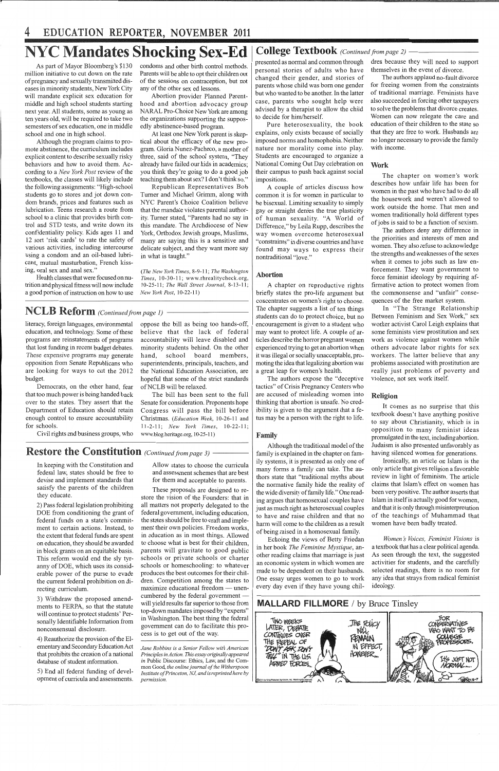# NYC Mandates Shocking Sex-Ed

As part of Mayor Bloomberg's $130 million initiative to cut down on the rate of pregnancy and sexually transmitted diseases in minority students, New York City will mandate explicit sex education for middle and high school students starting next year. All students, some as young as ten years old, will be required to take two semesters of sex education, one in middle school and one in high school.

Although the program claims to promote abstinence, the curriculum includes explicit content to describe sexually risky behaviors and how to avoid them. According to a *New York Post* review of the textbooks, the classes will likely include the following assignments: "High-school students go to stores and jot down condom brands, prices and features such as lubrication. Teens research a route from school to a clinic that provides birth control and STD tests, and write down its confidentiality policy. Kids ages 11 and 12 sort 'risk cards' to rate the safety of various activities, including intercourse using a condom and an oil-based lubricant, mutual masturbation, French kissing, oral sex and anal sex."

Health classes that were focused on nutrition and physical fitness will now include a good portion of instruction on how to use condoms and other birth control methods. Parents will be able to opt their children out of the sessions on contraception, but not any of the other sex ed lessons.

Abortion provider Planned Parenthood and abortion advocacy group NARAL Pro-Choice New York are among the organizations supporting the supposedly abstinence-based program.

At least one New York parent is skeptical about the efficacy of the new program. Gloria Nunez-Pacheco, a mother of three, said of the school system, "They already have failed our kids in academics; you think they're going to do a good job teaching them about sex? I don't think so."

Republican Representatives Bob Turner and Michael Grimm, along with NYC Parent's Choice Coalition believe that the mandate violates parental authority. Turner stated, "Parents had no say in this mandate. The Archdiocese of New York, Orthodox Jewish groups, Muslims, many are saying this is a sensitive and delicate subject, and they want more say in what is taught."

(*The New York Times*, 8-9-11; *The Washington Times*, 10-30-11; www.rhealitycheck.org, 10-25-11; *The Wall Street Journal*, 8-13-11; *New York Post*, 10-22-11)

# NCLB Reform *(Continued from page 1)*

literacy, foreign languages, environmental education, and technology. Some of these programs are reinstatements of programs that lost funding in recent budget debates. These expensive programs may generate opposition from Senate Republicans who are looking for ways to cut the 2012 budget.

Democrats, on the other hand, fear that too much power is being handed back over to the states. They assert that the Department of Education should retain enough control to ensure accountability for schools.

Civil rights and business groups, who oppose the bill as being too hands-off, believe that the lack of federal accountability will leave disabled and minority students behind. On the other hand, school board members, superintendents, principals, teachers, and the National Education Association, are hopeful that some of the strict standards of NCLB will be relaxed.

The bill has been sent to the full Senate for consideration. Proponents hope Congress will pass the bill before Christmas. (*Education Week*, 10-26-11 and 11-2-11; *New York Times*, 10-22-11; www.blog.heritage.org, 10-25-11)

# Restore the Constitution *(Continued from page 3)*

In keeping with the Constitution and federal law, states should be free to devise and implement standards that satisfy the parents of the children they educate.

2) Pass federal legislation prohibiting DOE from conditioning the grant of federal funds on a state's commitment to certain actions. Instead, to the extent that federal funds are spent on education, they should be awarded in block grants on an equitable basis. This reform would end the sly tyranny of DOE, which uses its considerable power of the purse to evade the current federal prohibition on directing curriculum.

3) Withdraw the proposed amendments to FERPA, so that the statute will continue to protect students' Personally Identifiable Information from nonconsensual disclosure.

4) Reauthorize the provision of the Elementary and Secondary Education Act that prohibits the creation of a national database of student information.

5) End all federal funding of development of curricula and assessments. Allow states to choose the curricula and assessment schemes that are best for them and acceptable to parents.

These proposals are designed to restore the vision of the Founders: that in all matters not properly delegated to the federal government, including education, the states should be free to craft and implement their own policies. Freedom works, in education as in most things. Allowed to choose what is best for their children, parents will gravitate to good public schools or private schools or charter schools or homeschooling: to whatever produces the best outcomes for their children. Competition among the states to maximize educational freedom — unencumbered by the federal government — will yield results far superior to those from top-down mandates imposed by "experts" in Washington. The best thing the federal government can do to facilitate this process is to get out of the way.

*Jane Robbins is a Senior Fellow with American Principles in Action. This essay originally appeared in* Public Discourse: Ethics, Law, and the Common Good, *the online journal of the Witherspoon Institute of Princeton, NJ, and is reprinted here by permission.*

# College Textbook *(Continued from page 2)*

presented as normal and common through personal stories of adults who have changed their gender, and stories of parents whose child was born one gender but who wanted to be another. In the latter case, parents who sought help were advised by a therapist to allow the child to decide for him/herself.

Pure heterosexuality, the book explains, only exists because of socially imposed norms and homophobia. Neither nature nor morality come into play. Students are encouraged to organize a National Coming Out Day celebration on their campus to push back against social impositions.

A couple of articles discuss how common it is for women in particular to be bisexual. Limiting sexuality to simply gay or straight denies the true plasticity of human sexuality. "A World of Difference," by Leila Rupp, describes the way women overcome heterosexual "constraints" in diverse countries and have found may ways to express their nontraditional "love."

## Abortion

A chapter on reproductive rights briefly states the pro-life argument but concentrates on women's right to choose. The chapter suggests a list of ten things students can do to protect choice, but no encouragement is given to a student who may want to protect life. A couple of articles describe the horror pregnant women experienced trying to get an abortion when it was illegal or socially unacceptable, promoting the idea that legalizing abortion was a great leap for women's health.

The authors expose the "deceptive tactics" of Crisis Pregnancy Centers who are accused of misleading women into thinking that abortion is unsafe. No credibility is given to the argument that a fetus may be a person with the right to life.

## Family

Although the traditional model of the family is explained in the chapter on family systems, it is presented as only one of many forms a family can take. The authors state that "traditional myths about the normative family hide the reality of the wide diversity of family life." One reading argues that homosexual couples have just as much right as heterosexual couples to have and raise children and that no harm will come to the children as a result of being raised in a homosexual family.

Echoing the views of Betty Friedan in her book *The Feminine Mystique*, another reading claims that marriage is just an economic system in which women are made to be dependent on their husbands. One essay urges women to go to work every day even if they have young children because they will need to support themselves in the event of divorce.

The authors applaud no-fault divorce for freeing women from the constraints of traditional marriage. Feminists have also succeeded in forcing other taxpayers to solve the problems that divorce creates. Women can now relegate the care and education of their children to the state so that they are free to work. Husbands are no longer necessary to provide the family with income.

## Work

The chapter on women's work describes how unfair life has been for women in the past who have had to do all the housework and weren't allowed to work outside the home. That men and women traditionally hold different types of jobs is said to be a function of sexism.

The authors deny any difference in the priorities and interests of men and women. They also refuse to acknowledge the strengths and weaknesses of the sexes when it comes to jobs such as law enforcement. They want government to force feminist ideology by requiring affirmative action to protect women from the commonsense and "unfair" consequences of the free market system.

In "The Strange Relationship Between Feminism and Sex Work," sex worker activist Carol Leigh explains that some feminists view prostitution and sex work as violence against women while others advocate labor rights for sex workers. The latter believe that any problems associated with prostitution are really just problems of poverty and violence, not sex work itself.

## Religion

It comes as no surprise that this textbook doesn't have anything positive to say about Christianity, which is in opposition to many feminist ideas promulgated in the text, including abortion. Judaism is also presented unfavorably as having silenced women for generations.

Ironically, an article on Islam is the only article that gives religion a favorable review in light of feminism. The article claims that Islam's effect on women has been very positive. The author asserts that Islam in itself is actually good for women, and that it is only through misinterpretation of the teachings of Muhammad that women have been badly treated.

*Women's Voices, Feminist Visions* is a textbook that has a clear political agenda. As seen through the text, the suggested activities for students, and the carefully selected readings, there is no room for any idea that strays from radical feminist ideology.

## MALLARD FILLMORE / by Bruce Tinsley

TWO WEEKS LATER, DEBATE CONTINUES OVER THE REPEAL OF "DON'T ASK, DON'T TELL" IN THE U.S. ARMED FORCES...

...THE POLICY WILL REMAIN IN EFFECT, HOWEVER...

FOR CONSERVATIVES WHO WANT TO BE COLLEGE PROFESSORS.

IT'S JUST NOT NORMAL...